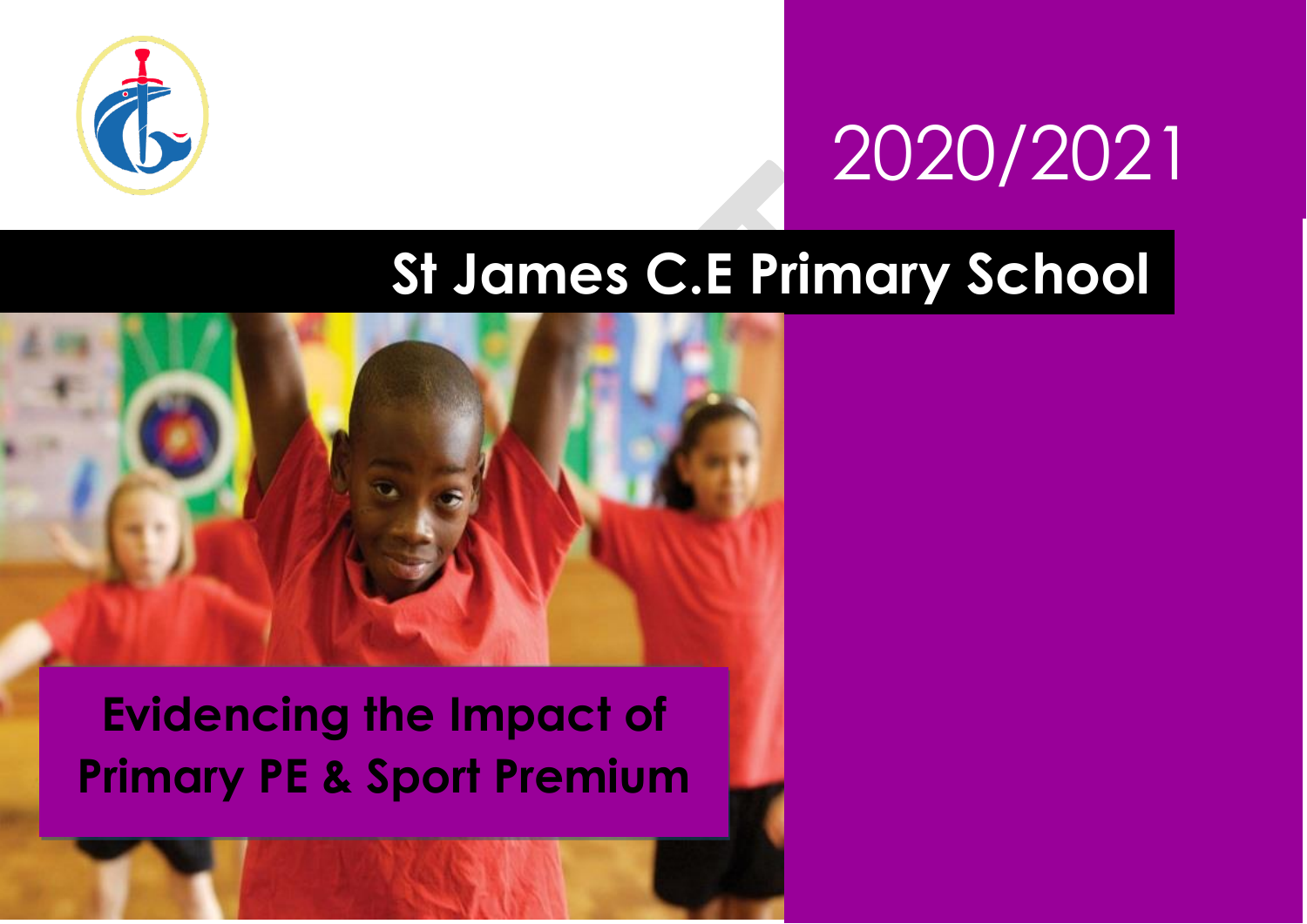2020/2021

# St James C.E Primary School

## Evidencing the Impact of Primary PE & Sport Premium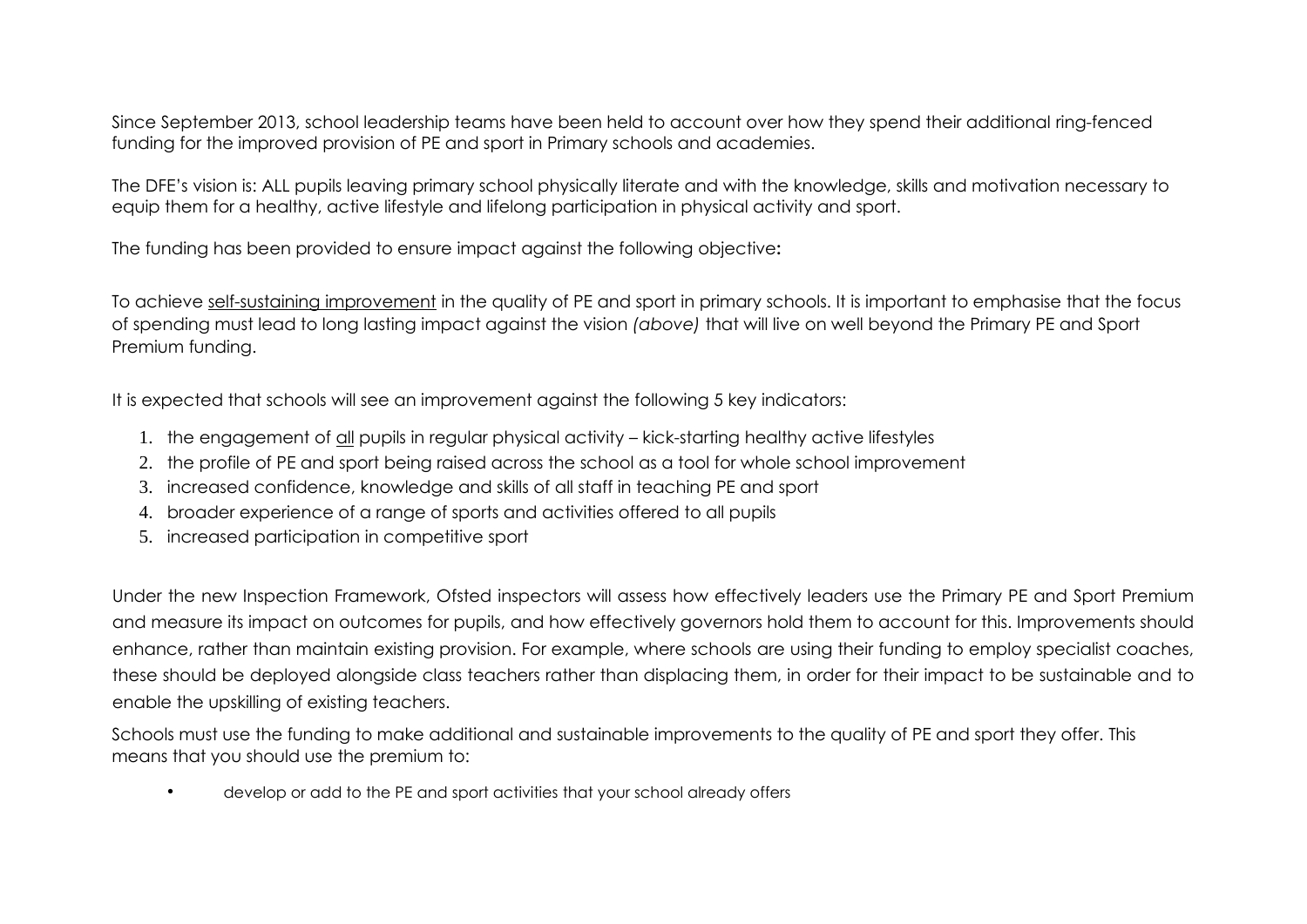Since September 2013, school leadership teams have been held to account over how they spend their additional ring-fenced funding for the improved provision of PE and sport in Primary schools and academies.

The DFE's vision is: ALL pupils leaving primary school physically literate and with the knowledge, skills and motivation necessary to equip them for a healthy, active lifestyle and lifelong participation in physical activity and sport.

The funding has been provided to ensure impact against the following objective**:**

To achieve <u>self-sustaining improvement</u> in the quality of PE and sport in primary schools. It is important to emphasise that the focus of spending must lead to long lasting impact against the vision *(above)* that will live on well beyond the Primary PE and Sport Premium funding.

It is expected that schools will see an improvement against the following 5 key indicators:

1. the engagement of <u>all</u> pupils in regular physical activity – kick-starting healthy active lifestyles
2. the profile of PE and sport being raised across the school as a tool for whole school improvement
3. increased confidence, knowledge and skills of all staff in teaching PE and sport
4. broader experience of a range of sports and activities offered to all pupils
5. increased participation in competitive sport

Under the new Inspection Framework, Ofsted inspectors will assess how effectively leaders use the Primary PE and Sport Premium and measure its impact on outcomes for pupils, and how effectively governors hold them to account for this. Improvements should enhance, rather than maintain existing provision. For example, where schools are using their funding to employ specialist coaches, these should be deployed alongside class teachers rather than displacing them, in order for their impact to be sustainable and to enable the upskilling of existing teachers.

Schools must use the funding to make additional and sustainable improvements to the quality of PE and sport they offer. This means that you should use the premium to:

- develop or add to the PE and sport activities that your school already offers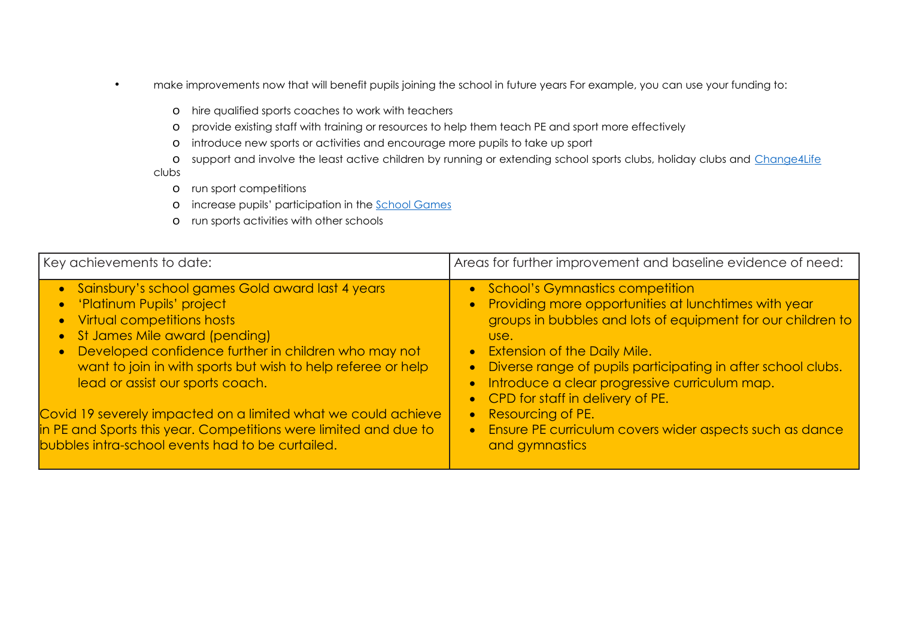- make improvements now that will benefit pupils joining the school in future years For example, you can use your funding to:
  - hire qualified sports coaches to work with teachers
  - provide existing staff with training or resources to help them teach PE and sport more effectively
  - introduce new sports or activities and encourage more pupils to take up sport
  - support and involve the least active children by running or extending school sports clubs, holiday clubs and Change4Life clubs
  - run sport competitions
  - increase pupils' participation in the School Games
  - run sports activities with other schools

| Key achievements to date: | Areas for further improvement and baseline evidence of need: |
|---|---|
| • Sainsbury's school games Gold award last 4 years<br>• 'Platinum Pupils' project<br>• Virtual competitions hosts<br>• St James Mile award (pending)<br>• Developed confidence further in children who may not want to join in with sports but wish to help referee or help lead or assist our sports coach.<br><br>Covid 19 severely impacted on a limited what we could achieve in PE and Sports this year. Competitions were limited and due to bubbles intra-school events had to be curtailed. | • School's Gymnastics competition<br>• Providing more opportunities at lunchtimes with year groups in bubbles and lots of equipment for our children to use.<br>• Extension of the Daily Mile.<br>• Diverse range of pupils participating in after school clubs.<br>• Introduce a clear progressive curriculum map.<br>• CPD for staff in delivery of PE.<br>• Resourcing of PE.<br>• Ensure PE curriculum covers wider aspects such as dance and gymnastics |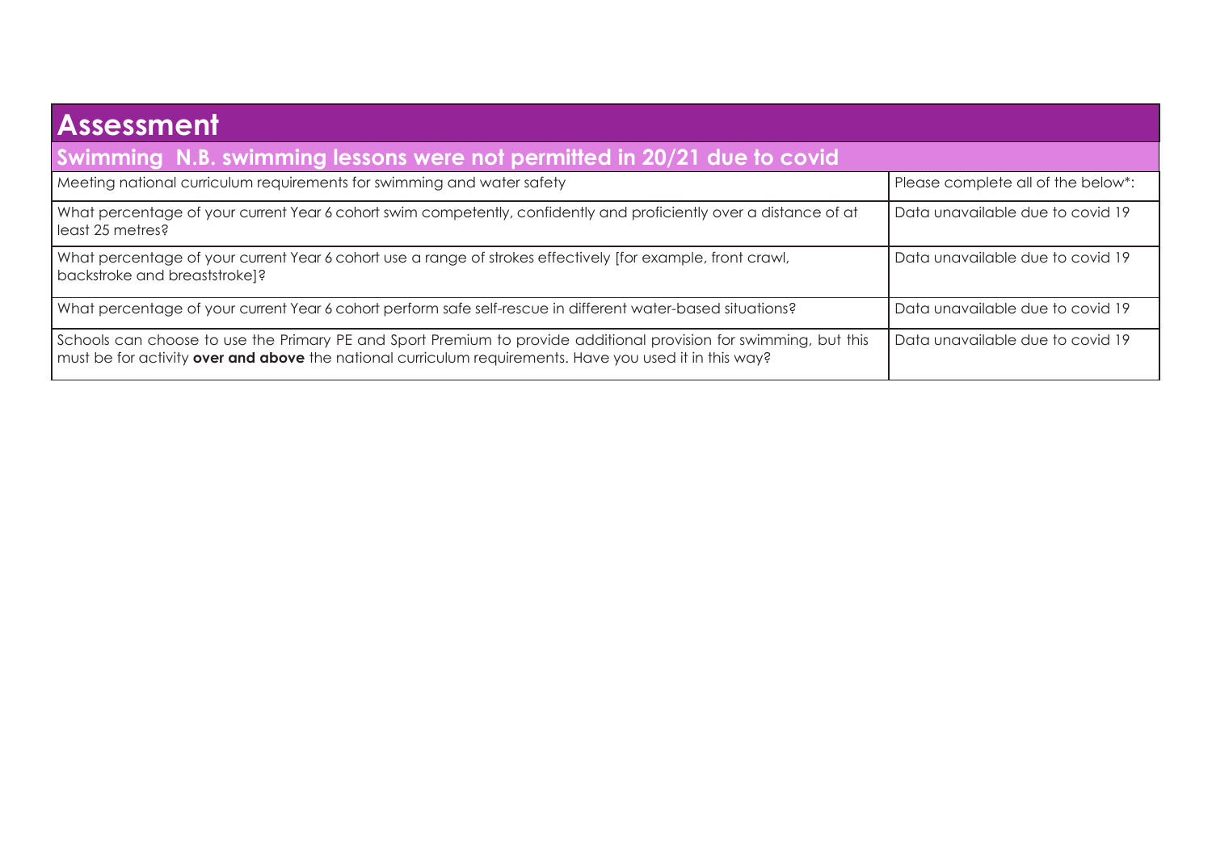## Assessment

### Swimming N.B. swimming lessons were not permitted in 20/21 due to covid

| Meeting national curriculum requirements for swimming and water safety | Please complete all of the below*: |
| --- | --- |
| What percentage of your current Year 6 cohort swim competently, confidently and proficiently over a distance of at least 25 metres? | Data unavailable due to covid 19 |
| What percentage of your current Year 6 cohort use a range of strokes effectively [for example, front crawl, backstroke and breaststroke]? | Data unavailable due to covid 19 |
| What percentage of your current Year 6 cohort perform safe self-rescue in different water-based situations? | Data unavailable due to covid 19 |
| Schools can choose to use the Primary PE and Sport Premium to provide additional provision for swimming, but this must be for activity **over and above** the national curriculum requirements. Have you used it in this way? | Data unavailable due to covid 19 |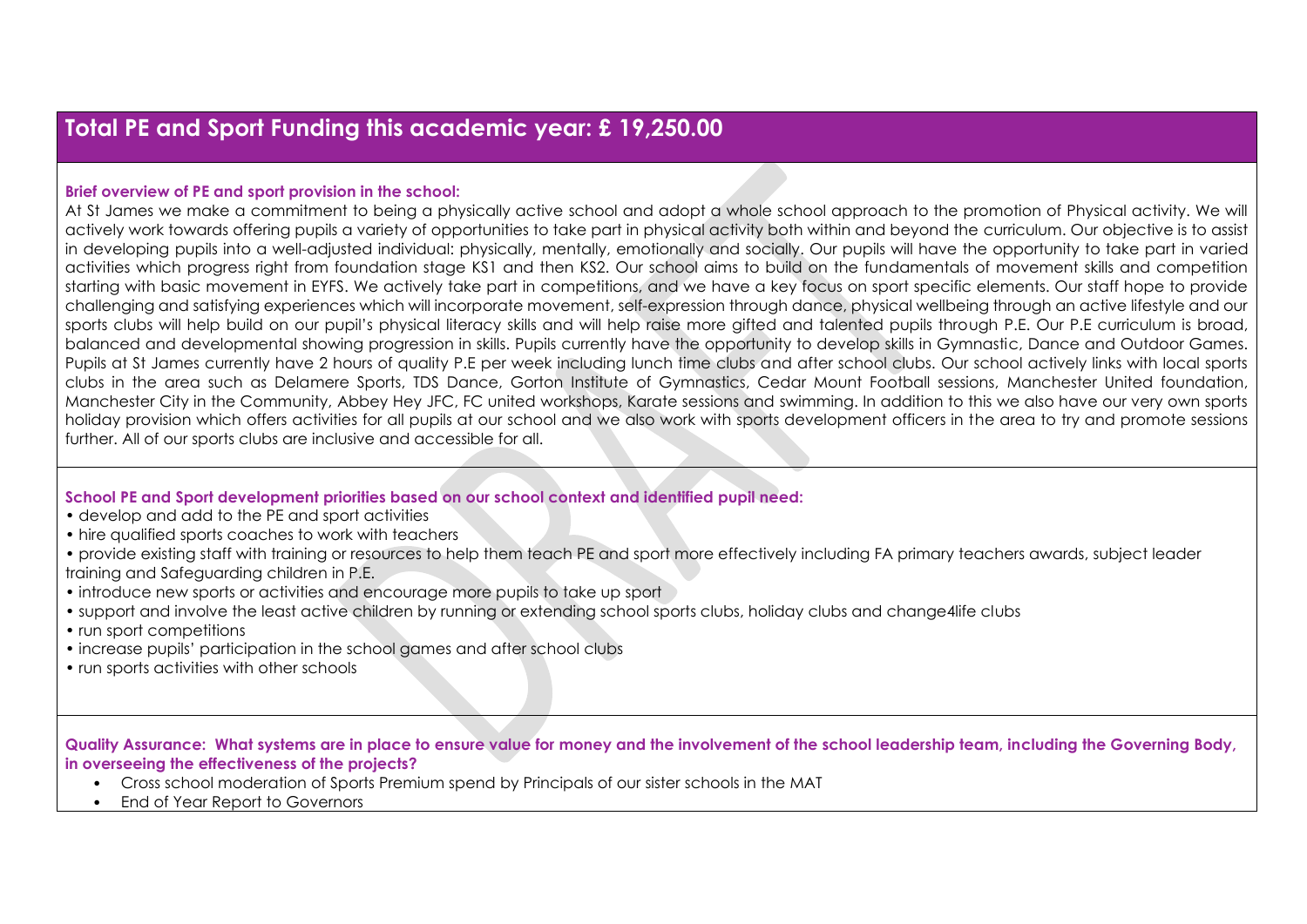## Total PE and Sport Funding this academic year: £ 19,250.00

**Brief overview of PE and sport provision in the school:**

At St James we make a commitment to being a physically active school and adopt a whole school approach to the promotion of Physical activity. We will actively work towards offering pupils a variety of opportunities to take part in physical activity both within and beyond the curriculum. Our objective is to assist in developing pupils into a well-adjusted individual: physically, mentally, emotionally and socially. Our pupils will have the opportunity to take part in varied activities which progress right from foundation stage KS1 and then KS2. Our school aims to build on the fundamentals of movement skills and competition starting with basic movement in EYFS. We actively take part in competitions, and we have a key focus on sport specific elements. Our staff hope to provide challenging and satisfying experiences which will incorporate movement, self-expression through dance, physical wellbeing through an active lifestyle and our sports clubs will help build on our pupil's physical literacy skills and will help raise more gifted and talented pupils through P.E. Our P.E curriculum is broad, balanced and developmental showing progression in skills. Pupils currently have the opportunity to develop skills in Gymnastic, Dance and Outdoor Games. Pupils at St James currently have 2 hours of quality P.E per week including lunch time clubs and after school clubs. Our school actively links with local sports clubs in the area such as Delamere Sports, TDS Dance, Gorton Institute of Gymnastics, Cedar Mount Football sessions, Manchester United foundation, Manchester City in the Community, Abbey Hey JFC, FC united workshops, Karate sessions and swimming. In addition to this we also have our very own sports holiday provision which offers activities for all pupils at our school and we also work with sports development officers in the area to try and promote sessions further. All of our sports clubs are inclusive and accessible for all.

**School PE and Sport development priorities based on our school context and identified pupil need:**

- develop and add to the PE and sport activities
- hire qualified sports coaches to work with teachers
- provide existing staff with training or resources to help them teach PE and sport more effectively including FA primary teachers awards, subject leader training and Safeguarding children in P.E.
- introduce new sports or activities and encourage more pupils to take up sport
- support and involve the least active children by running or extending school sports clubs, holiday clubs and change4life clubs
- run sport competitions
- increase pupils' participation in the school games and after school clubs
- run sports activities with other schools

**Quality Assurance: What systems are in place to ensure value for money and the involvement of the school leadership team, including the Governing Body, in overseeing the effectiveness of the projects?**

- Cross school moderation of Sports Premium spend by Principals of our sister schools in the MAT
- End of Year Report to Governors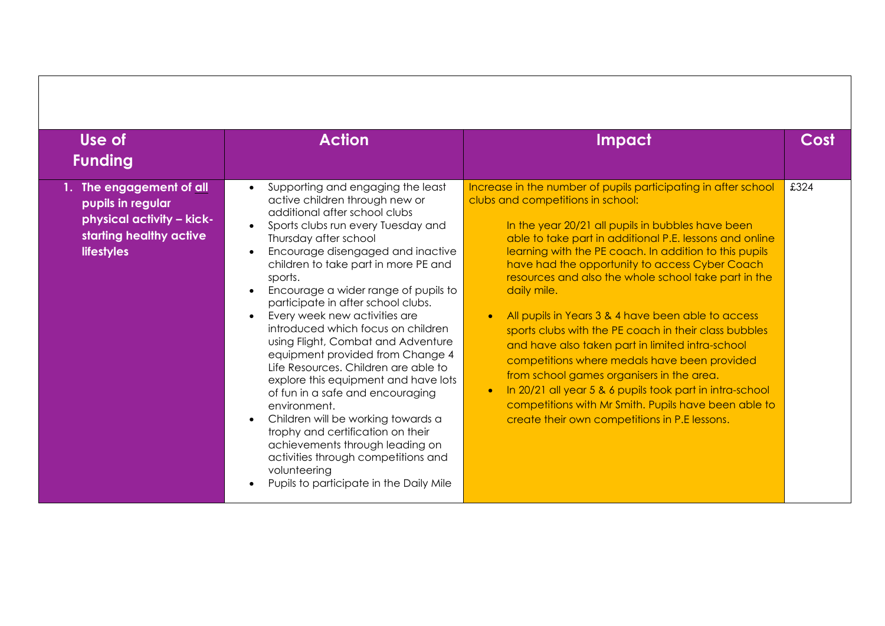| Use of Funding | Action | Impact | Cost |
| --- | --- | --- | --- |
| **1. The engagement of all pupils in regular physical activity – kick-starting healthy active lifestyles** | • Supporting and engaging the least active children through new or additional after school clubs<br>• Sports clubs run every Tuesday and Thursday after school<br>• Encourage disengaged and inactive children to take part in more PE and sports.<br>• Encourage a wider range of pupils to participate in after school clubs.<br>• Every week new activities are introduced which focus on children using Flight, Combat and Adventure equipment provided from Change 4 Life Resources. Children are able to explore this equipment and have lots of fun in a safe and encouraging environment.<br>• Children will be working towards a trophy and certification on their achievements through leading on activities through competitions and volunteering<br>• Pupils to participate in the Daily Mile | Increase in the number of pupils participating in after school clubs and competitions in school:<br><br>In the year 20/21 all pupils in bubbles have been able to take part in additional P.E. lessons and online learning with the PE coach. In addition to this pupils have had the opportunity to access Cyber Coach resources and also the whole school take part in the daily mile.<br><br>• All pupils in Years 3 & 4 have been able to access sports clubs with the PE coach in their class bubbles and have also taken part in limited intra-school competitions where medals have been provided from school games organisers in the area.<br>• In 20/21 all year 5 & 6 pupils took part in intra-school competitions with Mr Smith. Pupils have been able to create their own competitions in P.E lessons. | £324 |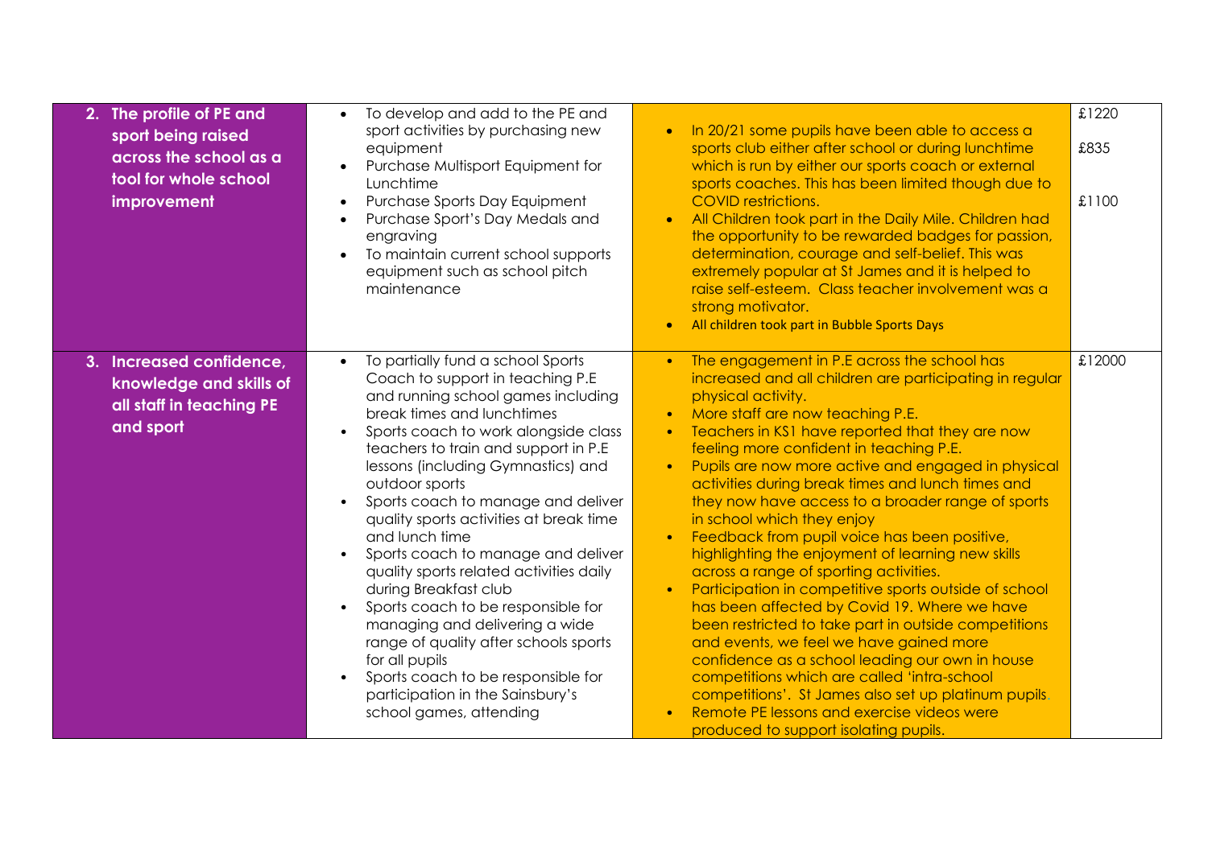| | | | |
|---|---|---|---|
| **2. The profile of PE and sport being raised across the school as a tool for whole school improvement** | • To develop and add to the PE and sport activities by purchasing new equipment<br>• Purchase Multisport Equipment for Lunchtime<br>• Purchase Sports Day Equipment<br>• Purchase Sport's Day Medals and engraving<br>• To maintain current school supports equipment such as school pitch maintenance | • In 20/21 some pupils have been able to access a sports club either after school or during lunchtime which is run by either our sports coach or external sports coaches. This has been limited though due to COVID restrictions.<br>• All Children took part in the Daily Mile. Children had the opportunity to be rewarded badges for passion, determination, courage and self-belief. This was extremely popular at St James and it is helped to raise self-esteem. Class teacher involvement was a strong motivator.<br>• All children took part in Bubble Sports Days | £1220<br><br>£835<br><br>£1100 |
| **3. Increased confidence, knowledge and skills of all staff in teaching PE and sport** | • To partially fund a school Sports Coach to support in teaching P.E and running school games including break times and lunchtimes<br>• Sports coach to work alongside class teachers to train and support in P.E lessons (including Gymnastics) and outdoor sports<br>• Sports coach to manage and deliver quality sports activities at break time and lunch time<br>• Sports coach to manage and deliver quality sports related activities daily during Breakfast club<br>• Sports coach to be responsible for managing and delivering a wide range of quality after schools sports for all pupils<br>• Sports coach to be responsible for participation in the Sainsbury's school games, attending | • The engagement in P.E across the school has increased and all children are participating in regular physical activity.<br>• More staff are now teaching P.E.<br>• Teachers in KS1 have reported that they are now feeling more confident in teaching P.E.<br>• Pupils are now more active and engaged in physical activities during break times and lunch times and they now have access to a broader range of sports in school which they enjoy<br>• Feedback from pupil voice has been positive, highlighting the enjoyment of learning new skills across a range of sporting activities.<br>• Participation in competitive sports outside of school has been affected by Covid 19. Where we have been restricted to take part in outside competitions and events, we feel we have gained more confidence as a school leading our own in house competitions which are called 'intra-school competitions'. St James also set up platinum pupils.<br>• Remote PE lessons and exercise videos were produced to support isolating pupils. | £12000 |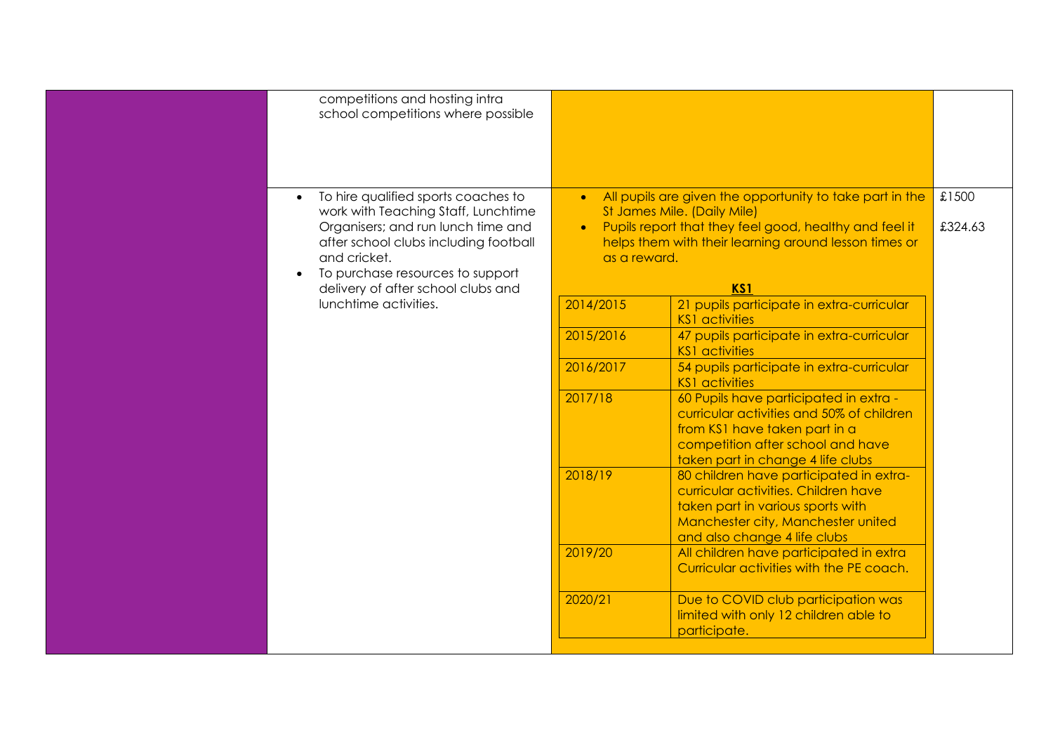| | | | |
|---|---|---|---|
| | competitions and hosting intra school competitions where possible | | |
| | • To hire qualified sports coaches to work with Teaching Staff, Lunchtime Organisers; and run lunch time and after school clubs including football and cricket.<br>• To purchase resources to support delivery of after school clubs and lunchtime activities. | • All pupils are given the opportunity to take part in the St James Mile. (Daily Mile)<br>• Pupils report that they feel good, healthy and feel it helps them with their learning around lesson times or as a reward.<br><br>**KS1**<br><br>2014/2015 — 21 pupils participate in extra-curricular KS1 activities<br>2015/2016 — 47 pupils participate in extra-curricular KS1 activities<br>2016/2017 — 54 pupils participate in extra-curricular KS1 activities<br>2017/18 — 60 Pupils have participated in extra - curricular activities and 50% of children from KS1 have taken part in a competition after school and have taken part in change 4 life clubs<br>2018/19 — 80 children have participated in extra-curricular activities. Children have taken part in various sports with Manchester city, Manchester united and also change 4 life clubs<br>2019/20 — All children have participated in extra Curricular activities with the PE coach.<br>2020/21 — Due to COVID club participation was limited with only 12 children able to participate. | £1500<br><br>£324.63 |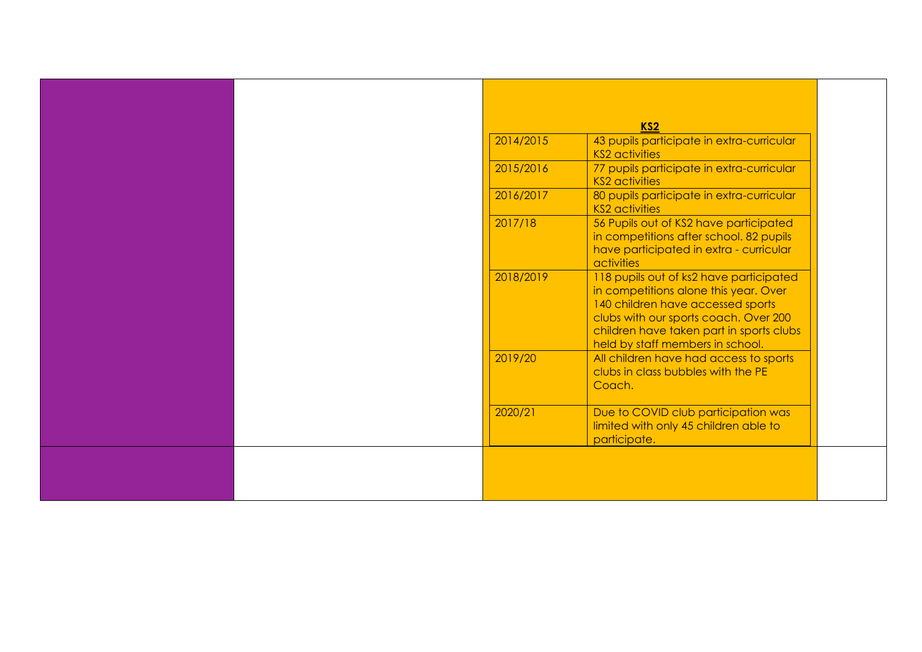**KS2**

| | |
|---|---|
| 2014/2015 | 43 pupils participate in extra-curricular KS2 activities |
| 2015/2016 | 77 pupils participate in extra-curricular KS2 activities |
| 2016/2017 | 80 pupils participate in extra-curricular KS2 activities |
| 2017/18 | 56 Pupils out of KS2 have participated in competitions after school. 82 pupils have participated in extra - curricular activities |
| 2018/2019 | 118 pupils out of ks2 have participated in competitions alone this year. Over 140 children have accessed sports clubs with our sports coach. Over 200 children have taken part in sports clubs held by staff members in school. |
| 2019/20 | All children have had access to sports clubs in class bubbles with the PE Coach. |
| 2020/21 | Due to COVID club participation was limited with only 45 children able to participate. |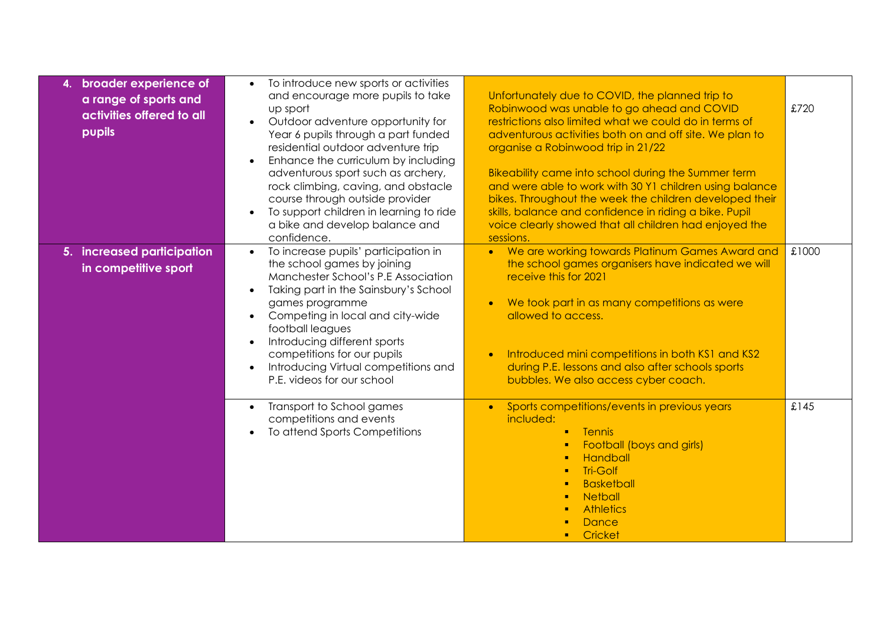| | | | |
|---|---|---|---|
| **4. broader experience of a range of sports and activities offered to all pupils** | • To introduce new sports or activities and encourage more pupils to take up sport<br>• Outdoor adventure opportunity for Year 6 pupils through a part funded residential outdoor adventure trip<br>• Enhance the curriculum by including adventurous sport such as archery, rock climbing, caving, and obstacle course through outside provider<br>• To support children in learning to ride a bike and develop balance and confidence. | Unfortunately due to COVID, the planned trip to Robinwood was unable to go ahead and COVID restrictions also limited what we could do in terms of adventurous activities both on and off site. We plan to organise a Robinwood trip in 21/22<br><br>Bikeability came into school during the Summer term and were able to work with 30 Y1 children using balance bikes. Throughout the week the children developed their skills, balance and confidence in riding a bike. Pupil voice clearly showed that all children had enjoyed the sessions. | £720 |
| **5. increased participation in competitive sport** | • To increase pupils' participation in the school games by joining Manchester School's P.E Association<br>• Taking part in the Sainsbury's School games programme<br>• Competing in local and city-wide football leagues<br>• Introducing different sports competitions for our pupils<br>• Introducing Virtual competitions and P.E. videos for our school | • We are working towards Platinum Games Award and the school games organisers have indicated we will receive this for 2021<br>• We took part in as many competitions as were allowed to access.<br>• Introduced mini competitions in both KS1 and KS2 during P.E. lessons and also after schools sports bubbles. We also access cyber coach. | £1000 |
| | • Transport to School games competitions and events<br>• To attend Sports Competitions | • Sports competitions/events in previous years included:<br>&nbsp;&nbsp;▪ Tennis<br>&nbsp;&nbsp;▪ Football (boys and girls)<br>&nbsp;&nbsp;▪ Handball<br>&nbsp;&nbsp;▪ Tri-Golf<br>&nbsp;&nbsp;▪ Basketball<br>&nbsp;&nbsp;▪ Netball<br>&nbsp;&nbsp;▪ Athletics<br>&nbsp;&nbsp;▪ Dance<br>&nbsp;&nbsp;▪ Cricket | £145 |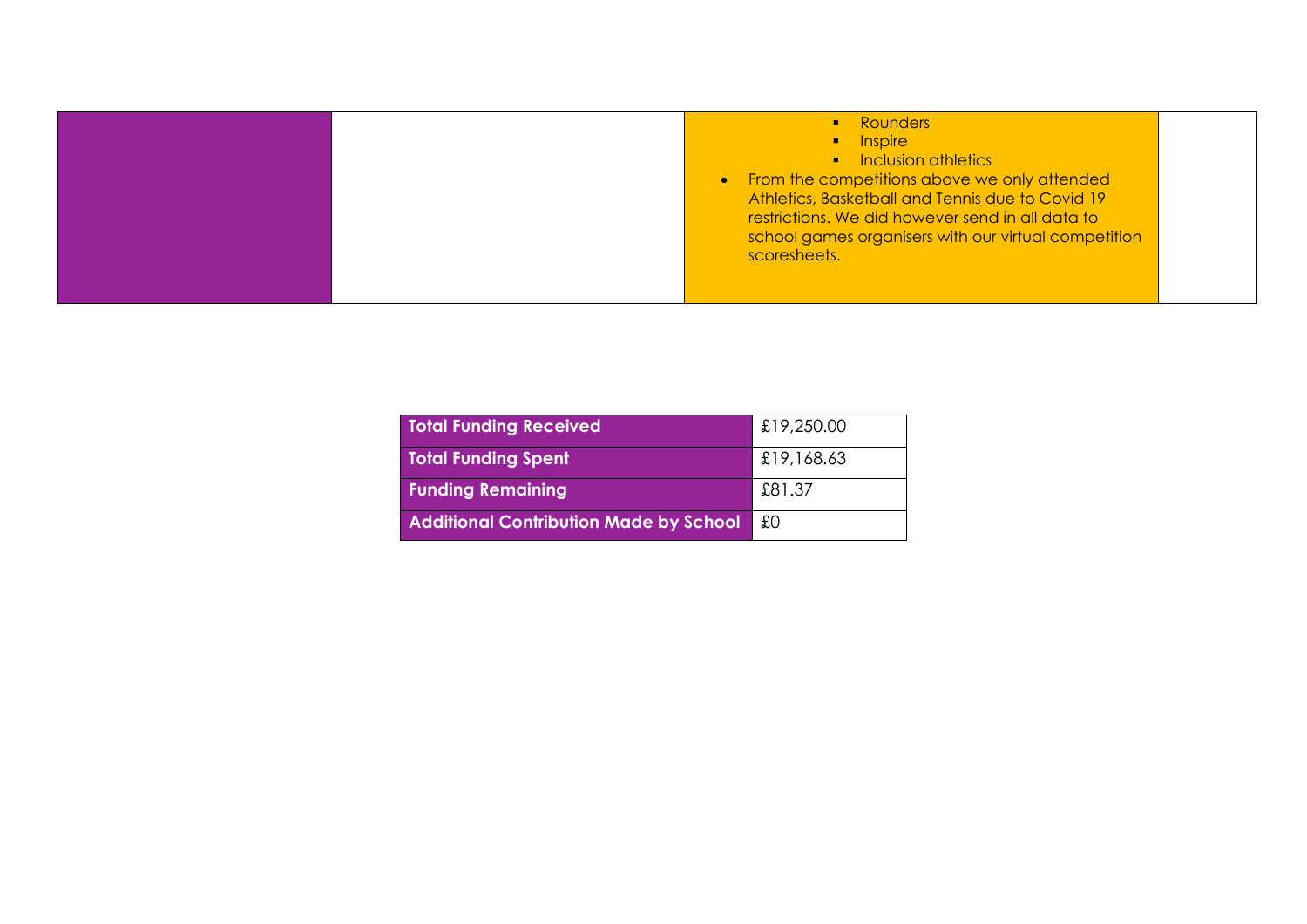| | | | |
|---|---|---|---|
| | | - Rounders<br>- Inspire<br>- Inclusion athletics<br>• From the competitions above we only attended Athletics, Basketball and Tennis due to Covid 19 restrictions. We did however send in all data to school games organisers with our virtual competition scoresheets. | |

| | |
|---|---|
| **Total Funding Received** | £19,250.00 |
| **Total Funding Spent** | £19,168.63 |
| **Funding Remaining** | £81.37 |
| **Additional Contribution Made by School** | £0 |